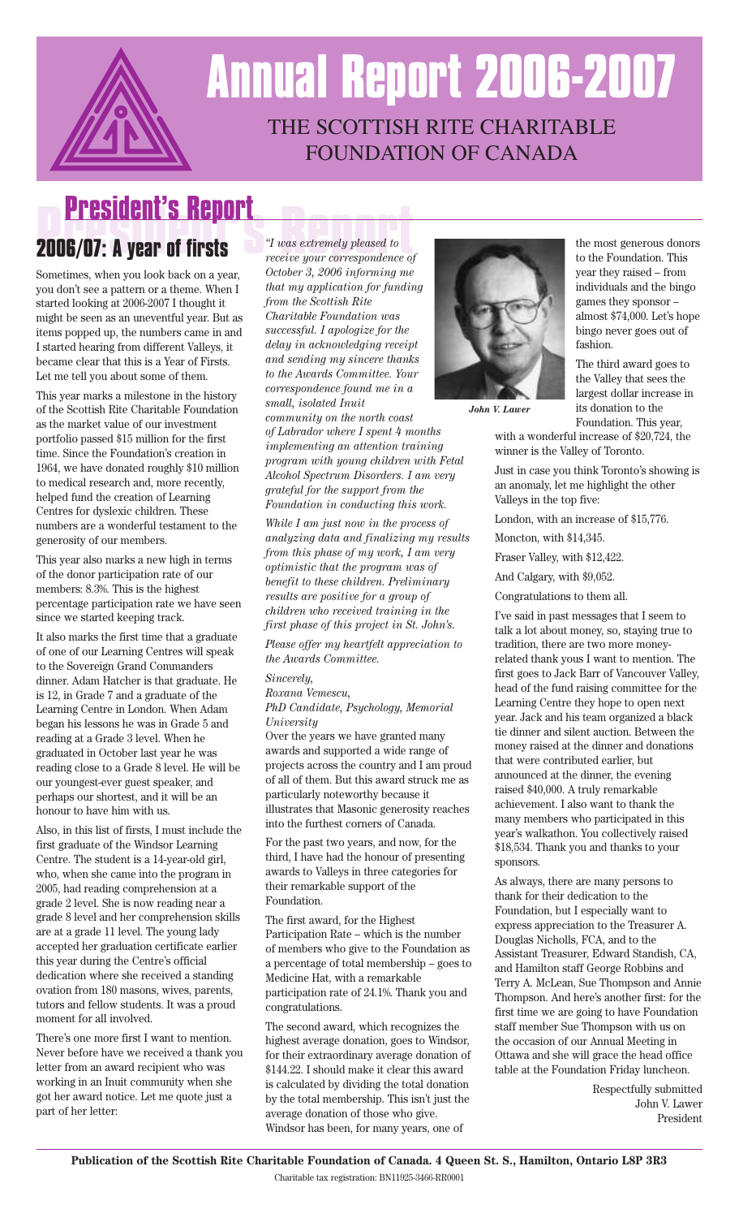# Annual Report 2006-2007

THE SCOTTISH RITE CHARITABLE FOUNDATION OF CANADA

## President's Report

### 2006/07: A year of firsts

Sometimes, when you look back on a year, you don't see a pattern or a theme. When I started looking at 2006-2007 I thought it might be seen as an uneventful year. But as items popped up, the numbers came in and I started hearing from different Valleys, it became clear that this is a Year of Firsts. Let me tell you about some of them.

This year marks a milestone in the history of the Scottish Rite Charitable Foundation as the market value of our investment portfolio passed $15 million for the first time. Since the Foundation's creation in 1964, we have donated roughly $10 million to medical research and, more recently, helped fund the creation of Learning Centres for dyslexic children. These numbers are a wonderful testament to the generosity of our members.

This year also marks a new high in terms of the donor participation rate of our members: 8.3%. This is the highest percentage participation rate we have seen since we started keeping track.

It also marks the first time that a graduate of one of our Learning Centres will speak to the Sovereign Grand Commanders dinner. Adam Hatcher is that graduate. He is 12, in Grade 7 and a graduate of the Learning Centre in London. When Adam began his lessons he was in Grade 5 and reading at a Grade 3 level. When he graduated in October last year he was reading close to a Grade 8 level. He will be our youngest-ever guest speaker, and perhaps our shortest, and it will be an honour to have him with us.

Also, in this list of firsts, I must include the first graduate of the Windsor Learning Centre. The student is a 14-year-old girl, who, when she came into the program in 2005, had reading comprehension at a grade 2 level. She is now reading near a grade 8 level and her comprehension skills are at a grade 11 level. The young lady accepted her graduation certificate earlier this year during the Centre's official dedication where she received a standing ovation from 180 masons, wives, parents, tutors and fellow students. It was a proud moment for all involved.

There's one more first I want to mention. Never before have we received a thank you letter from an award recipient who was working in an Inuit community when she got her award notice. Let me quote just a part of her letter:

*"I was extremely pleased to receive your correspondence of October 3, 2006 informing me that my application for funding from the Scottish Rite Charitable Foundation was successful. I apologize for the delay in acknowledging receipt and sending my sincere thanks to the Awards Committee. Your correspondence found me in a small, isolated Inuit community on the north coast of Labrador where I spent 4 months implementing an attention training program with young children with Fetal Alcohol Spectrum Disorders. I am very grateful for the support from the Foundation in conducting this work.*

*While I am just now in the process of analyzing data and finalizing my results from this phase of my work, I am very optimistic that the program was of benefit to these children. Preliminary results are positive for a group of children who received training in the first phase of this project in St. John's.*

*Please offer my heartfelt appreciation to the Awards Committee.*

*Sincerely,*
*Roxana Vernescu,*
*PhD Candidate, Psychology, Memorial University*

Over the years we have granted many awards and supported a wide range of projects across the country and I am proud of all of them. But this award struck me as particularly noteworthy because it illustrates that Masonic generosity reaches into the furthest corners of Canada.

For the past two years, and now, for the third, I have had the honour of presenting awards to Valleys in three categories for their remarkable support of the Foundation.

The first award, for the Highest Participation Rate – which is the number of members who give to the Foundation as a percentage of total membership – goes to Medicine Hat, with a remarkable participation rate of 24.1%. Thank you and congratulations.

The second award, which recognizes the highest average donation, goes to Windsor, for their extraordinary average donation of $144.22. I should make it clear this award is calculated by dividing the total donation by the total membership. This isn't just the average donation of those who give. Windsor has been, for many years, one of the most generous donors to the Foundation. This year they raised – from individuals and the bingo games they sponsor – almost $74,000. Let's hope bingo never goes out of fashion.

*John V. Lawer*

The third award goes to the Valley that sees the largest dollar increase in its donation to the Foundation. This year, with a wonderful increase of $20,724, the winner is the Valley of Toronto.

Just in case you think Toronto's showing is an anomaly, let me highlight the other Valleys in the top five:

London, with an increase of $15,776.

Moncton, with $14,345.

Fraser Valley, with $12,422.

And Calgary, with $9,052.

Congratulations to them all.

I've said in past messages that I seem to talk a lot about money, so, staying true to tradition, there are two more money-related thank yous I want to mention. The first goes to Jack Barr of Vancouver Valley, head of the fund raising committee for the Learning Centre they hope to open next year. Jack and his team organized a black tie dinner and silent auction. Between the money raised at the dinner and donations that were contributed earlier, but announced at the dinner, the evening raised $40,000. A truly remarkable achievement. I also want to thank the many members who participated in this year's walkathon. You collectively raised $18,534. Thank you and thanks to your sponsors.

As always, there are many persons to thank for their dedication to the Foundation, but I especially want to express appreciation to the Treasurer A. Douglas Nicholls, FCA, and to the Assistant Treasurer, Edward Standish, CA, and Hamilton staff George Robbins and Terry A. McLean, Sue Thompson and Annie Thompson. And here's another first: for the first time we are going to have Foundation staff member Sue Thompson with us on the occasion of our Annual Meeting in Ottawa and she will grace the head office table at the Foundation Friday luncheon.

Respectfully submitted
John V. Lawer
President

**Publication of the Scottish Rite Charitable Foundation of Canada. 4 Queen St. S., Hamilton, Ontario L8P 3R3**

Charitable tax registration: BN11925-3466-RR0001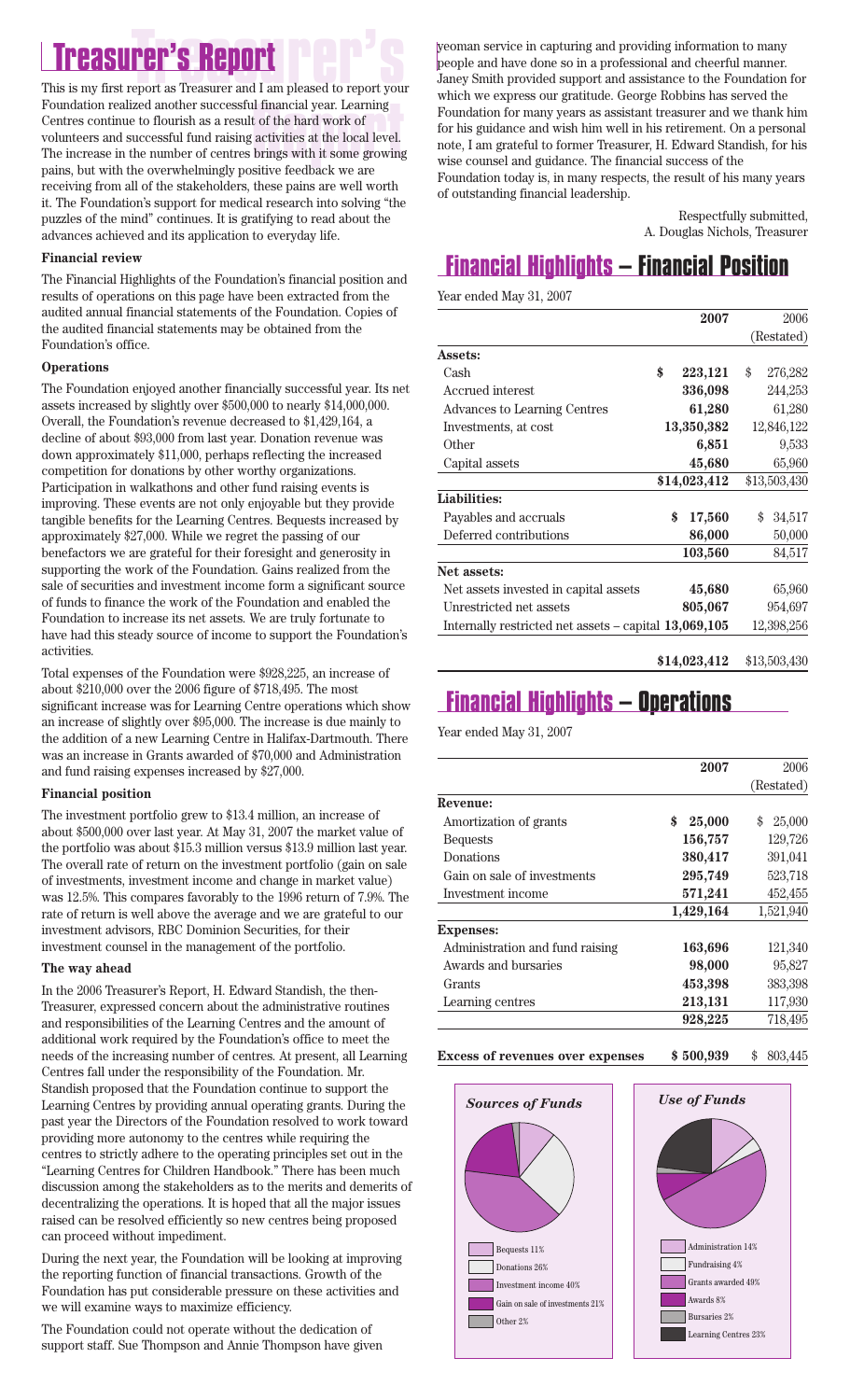# Treasurer's Report

This is my first report as Treasurer and I am pleased to report your Foundation realized another successful financial year. Learning Centres continue to flourish as a result of the hard work of volunteers and successful fund raising activities at the local level. The increase in the number of centres brings with it some growing pains, but with the overwhelmingly positive feedback we are receiving from all of the stakeholders, these pains are well worth it. The Foundation's support for medical research into solving "the puzzles of the mind" continues. It is gratifying to read about the advances achieved and its application to everyday life.

**Financial review**

The Financial Highlights of the Foundation's financial position and results of operations on this page have been extracted from the audited annual financial statements of the Foundation. Copies of the audited financial statements may be obtained from the Foundation's office.

**Operations**

The Foundation enjoyed another financially successful year. Its net assets increased by slightly over $500,000 to nearly $14,000,000. Overall, the Foundation's revenue decreased to $1,429,164, a decline of about $93,000 from last year. Donation revenue was down approximately $11,000, perhaps reflecting the increased competition for donations by other worthy organizations. Participation in walkathons and other fund raising events is improving. These events are not only enjoyable but they provide tangible benefits for the Learning Centres. Bequests increased by approximately $27,000. While we regret the passing of our benefactors we are grateful for their foresight and generosity in supporting the work of the Foundation. Gains realized from the sale of securities and investment income form a significant source of funds to finance the work of the Foundation and enabled the Foundation to increase its net assets. We are truly fortunate to have had this steady source of income to support the Foundation's activities.

Total expenses of the Foundation were $928,225, an increase of about $210,000 over the 2006 figure of $718,495. The most significant increase was for Learning Centre operations which show an increase of slightly over $95,000. The increase is due mainly to the addition of a new Learning Centre in Halifax-Dartmouth. There was an increase in Grants awarded of $70,000 and Administration and fund raising expenses increased by $27,000.

**Financial position**

The investment portfolio grew to $13.4 million, an increase of about $500,000 over last year. At May 31, 2007 the market value of the portfolio was about $15.3 million versus $13.9 million last year. The overall rate of return on the investment portfolio (gain on sale of investments, investment income and change in market value) was 12.5%. This compares favorably to the 1996 return of 7.9%. The rate of return is well above the average and we are grateful to our investment advisors, RBC Dominion Securities, for their investment counsel in the management of the portfolio.

**The way ahead**

In the 2006 Treasurer's Report, H. Edward Standish, the then-Treasurer, expressed concern about the administrative routines and responsibilities of the Learning Centres and the amount of additional work required by the Foundation's office to meet the needs of the increasing number of centres. At present, all Learning Centres fall under the responsibility of the Foundation. Mr. Standish proposed that the Foundation continue to support the Learning Centres by providing annual operating grants. During the past year the Directors of the Foundation resolved to work toward providing more autonomy to the centres while requiring the centres to strictly adhere to the operating principles set out in the "Learning Centres for Children Handbook." There has been much discussion among the stakeholders as to the merits and demerits of decentralizing the operations. It is hoped that all the major issues raised can be resolved efficiently so new centres being proposed can proceed without impediment.

During the next year, the Foundation will be looking at improving the reporting function of financial transactions. Growth of the Foundation has put considerable pressure on these activities and we will examine ways to maximize efficiency.

The Foundation could not operate without the dedication of support staff. Sue Thompson and Annie Thompson have given yeoman service in capturing and providing information to many people and have done so in a professional and cheerful manner. Janey Smith provided support and assistance to the Foundation for which we express our gratitude. George Robbins has served the Foundation for many years as assistant treasurer and we thank him for his guidance and wish him well in his retirement. On a personal note, I am grateful to former Treasurer, H. Edward Standish, for his wise counsel and guidance. The financial success of the Foundation today is, in many respects, the result of his many years of outstanding financial leadership.

Respectfully submitted,
A. Douglas Nichols, Treasurer

## Financial Highlights – Financial Position

Year ended May 31, 2007

| | 2007 | 2006 (Restated) |
|---|---|---|
| **Assets:** | | |
| Cash | $ 223,121 | $ 276,282 |
| Accrued interest | 336,098 | 244,253 |
| Advances to Learning Centres | 61,280 | 61,280 |
| Investments, at cost | 13,350,382 | 12,846,122 |
| Other | 6,851 | 9,533 |
| Capital assets | 45,680 | 65,960 |
| | $14,023,412 | $13,503,430 |
| **Liabilities:** | | |
| Payables and accruals | $ 17,560 | $ 34,517 |
| Deferred contributions | 86,000 | 50,000 |
| | 103,560 | 84,517 |
| **Net assets:** | | |
| Net assets invested in capital assets | 45,680 | 65,960 |
| Unrestricted net assets | 805,067 | 954,697 |
| Internally restricted net assets – capital | 13,069,105 | 12,398,256 |
| | $14,023,412 | $13,503,430 |

## Financial Highlights – Operations

Year ended May 31, 2007

| | 2007 | 2006 (Restated) |
|---|---|---|
| **Revenue:** | | |
| Amortization of grants | $ 25,000 | $ 25,000 |
| Bequests | 156,757 | 129,726 |
| Donations | 380,417 | 391,041 |
| Gain on sale of investments | 295,749 | 523,718 |
| Investment income | 571,241 | 452,455 |
| | 1,429,164 | 1,521,940 |
| **Expenses:** | | |
| Administration and fund raising | 163,696 | 121,340 |
| Awards and bursaries | 98,000 | 95,827 |
| Grants | 453,398 | 383,398 |
| Learning centres | 213,131 | 117,930 |
| | 928,225 | 718,495 |
| **Excess of revenues over expenses** | **$ 500,939** | $ 803,445 |

*Sources of Funds*

Bequests 11%
Donations 26%
Investment income 40%
Gain on sale of investments 21%
Other 2%

*Use of Funds*

Administration 14%
Fundraising 4%
Grants awarded 49%
Awards 8%
Bursaries 2%
Learning Centres 23%